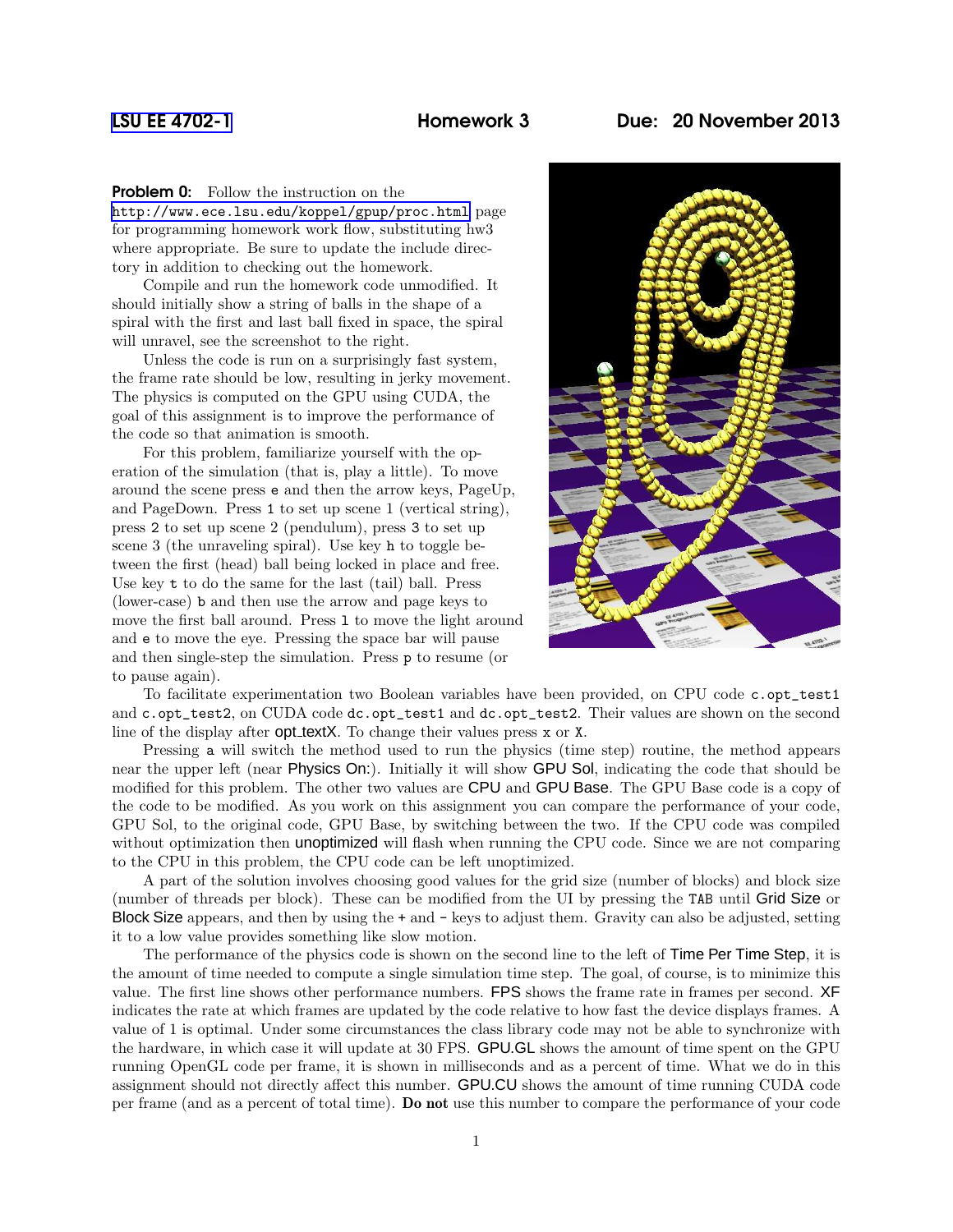LSU EE 4702-1 **Homework 3** **Due: 20 November 2013**

**Problem 0:** Follow the instruction on the http://www.ece.lsu.edu/koppel/gpup/proc.html page for programming homework work flow, substituting hw3 where appropriate. Be sure to update the include directory in addition to checking out the homework.

Compile and run the homework code unmodified. It should initially show a string of balls in the shape of a spiral with the first and last ball fixed in space, the spiral will unravel, see the screenshot to the right.

Unless the code is run on a surprisingly fast system, the frame rate should be low, resulting in jerky movement. The physics is computed on the GPU using CUDA, the goal of this assignment is to improve the performance of the code so that animation is smooth.

For this problem, familiarize yourself with the operation of the simulation (that is, play a little). To move around the scene press `e` and then the arrow keys, PageUp, and PageDown. Press `1` to set up scene 1 (vertical string), press `2` to set up scene 2 (pendulum), press `3` to set up scene 3 (the unraveling spiral). Use key `h` to toggle between the first (head) ball being locked in place and free. Use key `t` to do the same for the last (tail) ball. Press (lower-case) `b` and then use the arrow and page keys to move the first ball around. Press `l` to move the light around and `e` to move the eye. Pressing the space bar will pause and then single-step the simulation. Press `p` to resume (or to pause again).

To facilitate experimentation two Boolean variables have been provided, on CPU code `c.opt_test1` and `c.opt_test2`, on CUDA code `dc.opt_test1` and `dc.opt_test2`. Their values are shown on the second line of the display after opt_textX. To change their values press `x` or `X`.

Pressing `a` will switch the method used to run the physics (time step) routine, the method appears near the upper left (near Physics On:). Initially it will show GPU Sol, indicating the code that should be modified for this problem. The other two values are CPU and GPU Base. The GPU Base code is a copy of the code to be modified. As you work on this assignment you can compare the performance of your code, GPU Sol, to the original code, GPU Base, by switching between the two. If the CPU code was compiled without optimization then unoptimized will flash when running the CPU code. Since we are not comparing to the CPU in this problem, the CPU code can be left unoptimized.

A part of the solution involves choosing good values for the grid size (number of blocks) and block size (number of threads per block). These can be modified from the UI by pressing the `TAB` until Grid Size or Block Size appears, and then by using the `+` and `-` keys to adjust them. Gravity can also be adjusted, setting it to a low value provides something like slow motion.

The performance of the physics code is shown on the second line to the left of Time Per Time Step, it is the amount of time needed to compute a single simulation time step. The goal, of course, is to minimize this value. The first line shows other performance numbers. FPS shows the frame rate in frames per second. XF indicates the rate at which frames are updated by the code relative to how fast the device displays frames. A value of 1 is optimal. Under some circumstances the class library code may not be able to synchronize with the hardware, in which case it will update at 30 FPS. GPU.GL shows the amount of time spent on the GPU running OpenGL code per frame, it is shown in milliseconds and as a percent of time. What we do in this assignment should not directly affect this number. GPU.CU shows the amount of time running CUDA code per frame (and as a percent of total time). **Do not** use this number to compare the performance of your code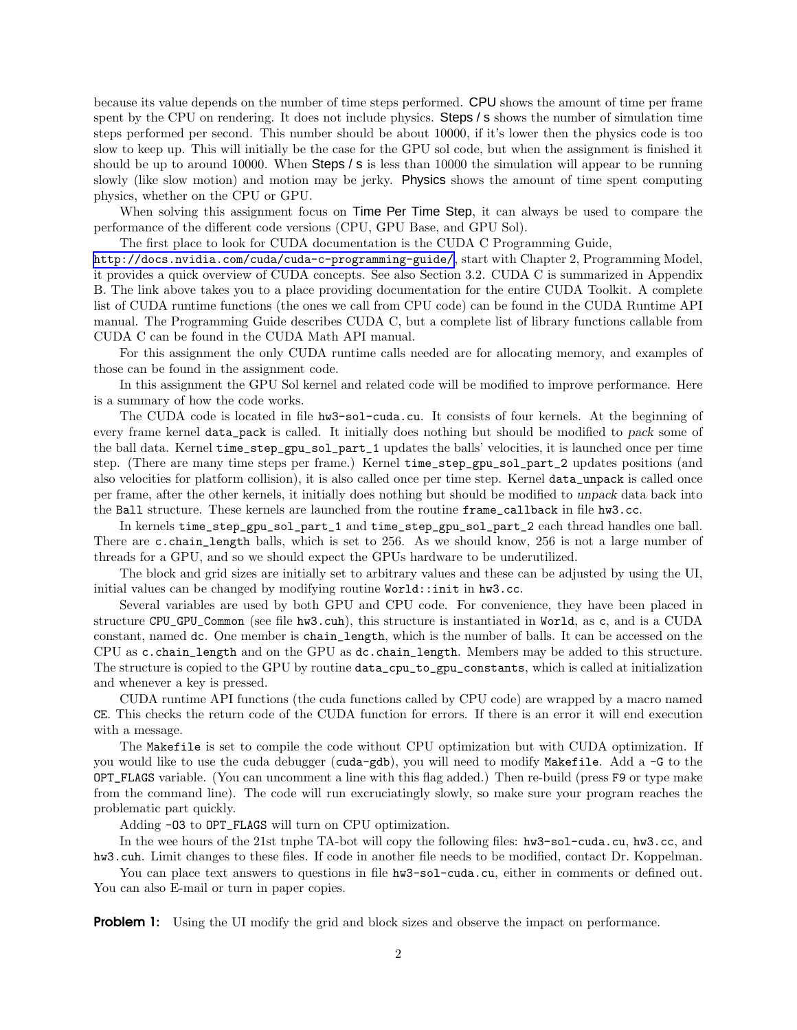because its value depends on the number of time steps performed. **CPU** shows the amount of time per frame spent by the CPU on rendering. It does not include physics. **Steps / s** shows the number of simulation time steps performed per second. This number should be about 10000, if it's lower then the physics code is too slow to keep up. This will initially be the case for the GPU sol code, but when the assignment is finished it should be up to around 10000. When **Steps / s** is less than 10000 the simulation will appear to be running slowly (like slow motion) and motion may be jerky. **Physics** shows the amount of time spent computing physics, whether on the CPU or GPU.

When solving this assignment focus on **Time Per Time Step**, it can always be used to compare the performance of the different code versions (CPU, GPU Base, and GPU Sol).

The first place to look for CUDA documentation is the CUDA C Programming Guide, http://docs.nvidia.com/cuda/cuda-c-programming-guide/, start with Chapter 2, Programming Model, it provides a quick overview of CUDA concepts. See also Section 3.2. CUDA C is summarized in Appendix B. The link above takes you to a place providing documentation for the entire CUDA Toolkit. A complete list of CUDA runtime functions (the ones we call from CPU code) can be found in the CUDA Runtime API manual. The Programming Guide describes CUDA C, but a complete list of library functions callable from CUDA C can be found in the CUDA Math API manual.

For this assignment the only CUDA runtime calls needed are for allocating memory, and examples of those can be found in the assignment code.

In this assignment the GPU Sol kernel and related code will be modified to improve performance. Here is a summary of how the code works.

The CUDA code is located in file `hw3-sol-cuda.cu`. It consists of four kernels. At the beginning of every frame kernel `data_pack` is called. It initially does nothing but should be modified to *pack* some of the ball data. Kernel `time_step_gpu_sol_part_1` updates the balls' velocities, it is launched once per time step. (There are many time steps per frame.) Kernel `time_step_gpu_sol_part_2` updates positions (and also velocities for platform collision), it is also called once per time step. Kernel `data_unpack` is called once per frame, after the other kernels, it initially does nothing but should be modified to *unpack* data back into the `Ball` structure. These kernels are launched from the routine `frame_callback` in file `hw3.cc`.

In kernels `time_step_gpu_sol_part_1` and `time_step_gpu_sol_part_2` each thread handles one ball. There are `c.chain_length` balls, which is set to 256. As we should know, 256 is not a large number of threads for a GPU, and so we should expect the GPUs hardware to be underutilized.

The block and grid sizes are initially set to arbitrary values and these can be adjusted by using the UI, initial values can be changed by modifying routine `World::init` in `hw3.cc`.

Several variables are used by both GPU and CPU code. For convenience, they have been placed in structure `CPU_GPU_Common` (see file `hw3.cuh`), this structure is instantiated in `World`, as `c`, and is a CUDA constant, named `dc`. One member is `chain_length`, which is the number of balls. It can be accessed on the CPU as `c.chain_length` and on the GPU as `dc.chain_length`. Members may be added to this structure. The structure is copied to the GPU by routine `data_cpu_to_gpu_constants`, which is called at initialization and whenever a key is pressed.

CUDA runtime API functions (the cuda functions called by CPU code) are wrapped by a macro named `CE`. This checks the return code of the CUDA function for errors. If there is an error it will end execution with a message.

The `Makefile` is set to compile the code without CPU optimization but with CUDA optimization. If you would like to use the cuda debugger (`cuda-gdb`), you will need to modify `Makefile`. Add a `-G` to the `OPT_FLAGS` variable. (You can uncomment a line with this flag added.) Then re-build (press `F9` or type make from the command line). The code will run excruciatingly slowly, so make sure your program reaches the problematic part quickly.

Adding `-O3` to `OPT_FLAGS` will turn on CPU optimization.

In the wee hours of the 21st tnphe TA-bot will copy the following files: `hw3-sol-cuda.cu`, `hw3.cc`, and `hw3.cuh`. Limit changes to these files. If code in another file needs to be modified, contact Dr. Koppelman.

You can place text answers to questions in file `hw3-sol-cuda.cu`, either in comments or defined out. You can also E-mail or turn in paper copies.

**Problem 1:** Using the UI modify the grid and block sizes and observe the impact on performance.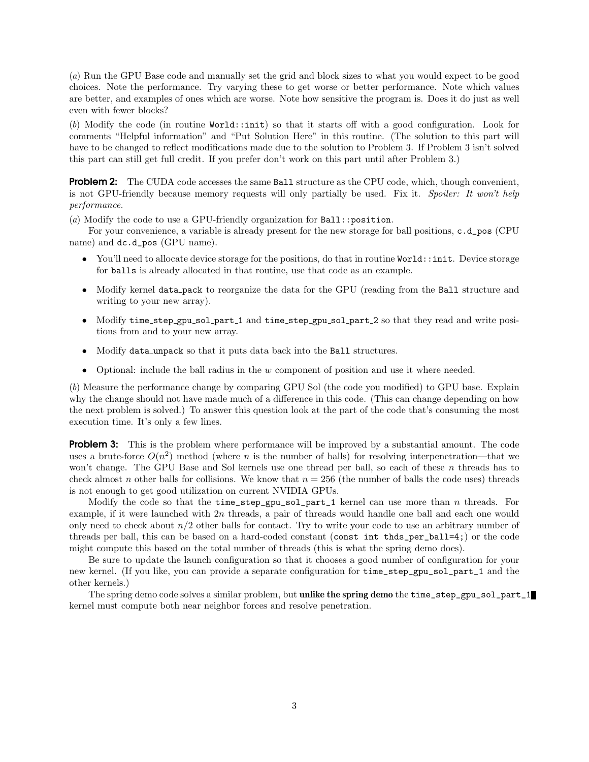(*a*) Run the GPU Base code and manually set the grid and block sizes to what you would expect to be good choices. Note the performance. Try varying these to get worse or better performance. Note which values are better, and examples of ones which are worse. Note how sensitive the program is. Does it do just as well even with fewer blocks?

(*b*) Modify the code (in routine `World::init`) so that it starts off with a good configuration. Look for comments "Helpful information" and "Put Solution Here" in this routine. (The solution to this part will have to be changed to reflect modifications made due to the solution to Problem 3. If Problem 3 isn't solved this part can still get full credit. If you prefer don't work on this part until after Problem 3.)

**Problem 2:** The CUDA code accesses the same `Ball` structure as the CPU code, which, though convenient, is not GPU-friendly because memory requests will only partially be used. Fix it. *Spoiler: It won't help performance.*

(*a*) Modify the code to use a GPU-friendly organization for `Ball::position`.

For your convenience, a variable is already present for the new storage for ball positions, `c.d_pos` (CPU name) and `dc.d_pos` (GPU name).

- You'll need to allocate device storage for the positions, do that in routine `World::init`. Device storage for `balls` is already allocated in that routine, use that code as an example.
- Modify kernel `data_pack` to reorganize the data for the GPU (reading from the `Ball` structure and writing to your new array).
- Modify `time_step_gpu_sol_part_1` and `time_step_gpu_sol_part_2` so that they read and write positions from and to your new array.
- Modify `data_unpack` so that it puts data back into the `Ball` structures.
- Optional: include the ball radius in the $w$ component of position and use it where needed.

(*b*) Measure the performance change by comparing GPU Sol (the code you modified) to GPU base. Explain why the change should not have made much of a difference in this code. (This can change depending on how the next problem is solved.) To answer this question look at the part of the code that's consuming the most execution time. It's only a few lines.

**Problem 3:** This is the problem where performance will be improved by a substantial amount. The code uses a brute-force $O(n^2)$ method (where $n$ is the number of balls) for resolving interpenetration—that we won't change. The GPU Base and Sol kernels use one thread per ball, so each of these $n$ threads has to check almost $n$ other balls for collisions. We know that $n = 256$ (the number of balls the code uses) threads is not enough to get good utilization on current NVIDIA GPUs.

Modify the code so that the `time_step_gpu_sol_part_1` kernel can use more than $n$ threads. For example, if it were launched with $2n$ threads, a pair of threads would handle one ball and each one would only need to check about $n/2$ other balls for contact. Try to write your code to use an arbitrary number of threads per ball, this can be based on a hard-coded constant (`const int thds_per_ball=4;`) or the code might compute this based on the total number of threads (this is what the spring demo does).

Be sure to update the launch configuration so that it chooses a good number of configuration for your new kernel. (If you like, you can provide a separate configuration for `time_step_gpu_sol_part_1` and the other kernels.)

The spring demo code solves a similar problem, but **unlike the spring demo** the `time_step_gpu_sol_part_1` kernel must compute both near neighbor forces and resolve penetration.